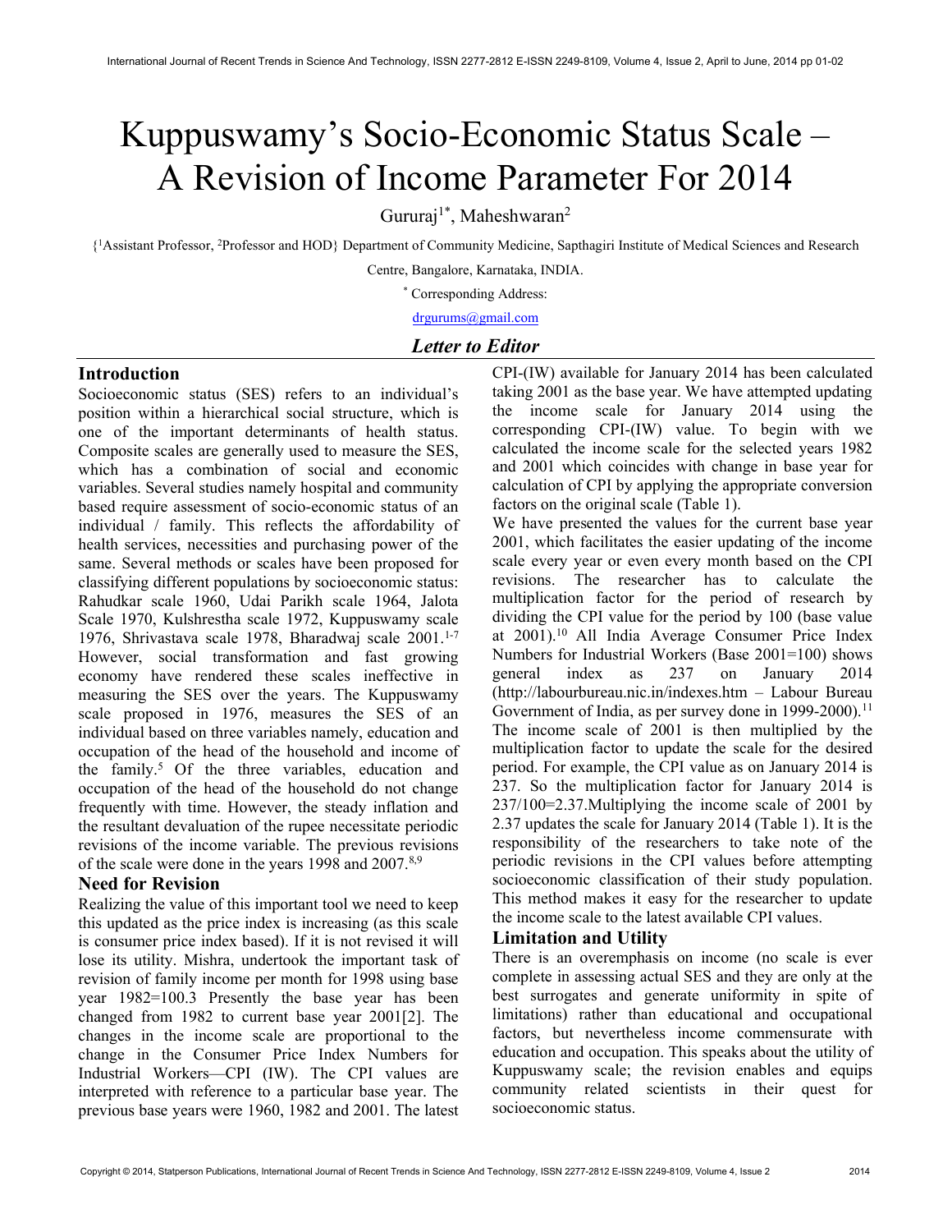# Kuppuswamy's Socio-Economic Status Scale – A Revision of Income Parameter For 2014

Gururaj[1*], Maheshwaran[2]

{[1]Assistant Professor, [2]Professor and HOD} Department of Community Medicine, Sapthagiri Institute of Medical Sciences and Research Centre, Bangalore, Karnataka, INDIA.

[*] Corresponding Address:

drgurums@gmail.com

*Letter to Editor*

## Introduction

Socioeconomic status (SES) refers to an individual's position within a hierarchical social structure, which is one of the important determinants of health status. Composite scales are generally used to measure the SES, which has a combination of social and economic variables. Several studies namely hospital and community based require assessment of socio-economic status of an individual / family. This reflects the affordability of health services, necessities and purchasing power of the same. Several methods or scales have been proposed for classifying different populations by socioeconomic status: Rahudkar scale 1960, Udai Parikh scale 1964, Jalota Scale 1970, Kulshrestha scale 1972, Kuppuswamy scale 1976, Shrivastava scale 1978, Bharadwaj scale 2001.[1-7] However, social transformation and fast growing economy have rendered these scales ineffective in measuring the SES over the years. The Kuppuswamy scale proposed in 1976, measures the SES of an individual based on three variables namely, education and occupation of the head of the household and income of the family.[5] Of the three variables, education and occupation of the head of the household do not change frequently with time. However, the steady inflation and the resultant devaluation of the rupee necessitate periodic revisions of the income variable. The previous revisions of the scale were done in the years 1998 and 2007.[8,9]

## Need for Revision

Realizing the value of this important tool we need to keep this updated as the price index is increasing (as this scale is consumer price index based). If it is not revised it will lose its utility. Mishra, undertook the important task of revision of family income per month for 1998 using base year 1982=100.3 Presently the base year has been changed from 1982 to current base year 2001[2]. The changes in the income scale are proportional to the change in the Consumer Price Index Numbers for Industrial Workers—CPI (IW). The CPI values are interpreted with reference to a particular base year. The previous base years were 1960, 1982 and 2001. The latest CPI-(IW) available for January 2014 has been calculated taking 2001 as the base year. We have attempted updating the income scale for January 2014 using the corresponding CPI-(IW) value. To begin with we calculated the income scale for the selected years 1982 and 2001 which coincides with change in base year for calculation of CPI by applying the appropriate conversion factors on the original scale (Table 1).

We have presented the values for the current base year 2001, which facilitates the easier updating of the income scale every year or even every month based on the CPI revisions. The researcher has to calculate the multiplication factor for the period of research by dividing the CPI value for the period by 100 (base value at 2001).[10] All India Average Consumer Price Index Numbers for Industrial Workers (Base 2001=100) shows general index as 237 on January 2014 (http://labourbureau.nic.in/indexes.htm – Labour Bureau Government of India, as per survey done in 1999-2000).[11] The income scale of 2001 is then multiplied by the multiplication factor to update the scale for the desired period. For example, the CPI value as on January 2014 is 237. So the multiplication factor for January 2014 is 237/100=2.37.Multiplying the income scale of 2001 by 2.37 updates the scale for January 2014 (Table 1). It is the responsibility of the researchers to take note of the periodic revisions in the CPI values before attempting socioeconomic classification of their study population. This method makes it easy for the researcher to update the income scale to the latest available CPI values.

## Limitation and Utility

There is an overemphasis on income (no scale is ever complete in assessing actual SES and they are only at the best surrogates and generate uniformity in spite of limitations) rather than educational and occupational factors, but nevertheless income commensurate with education and occupation. This speaks about the utility of Kuppuswamy scale; the revision enables and equips community related scientists in their quest for socioeconomic status.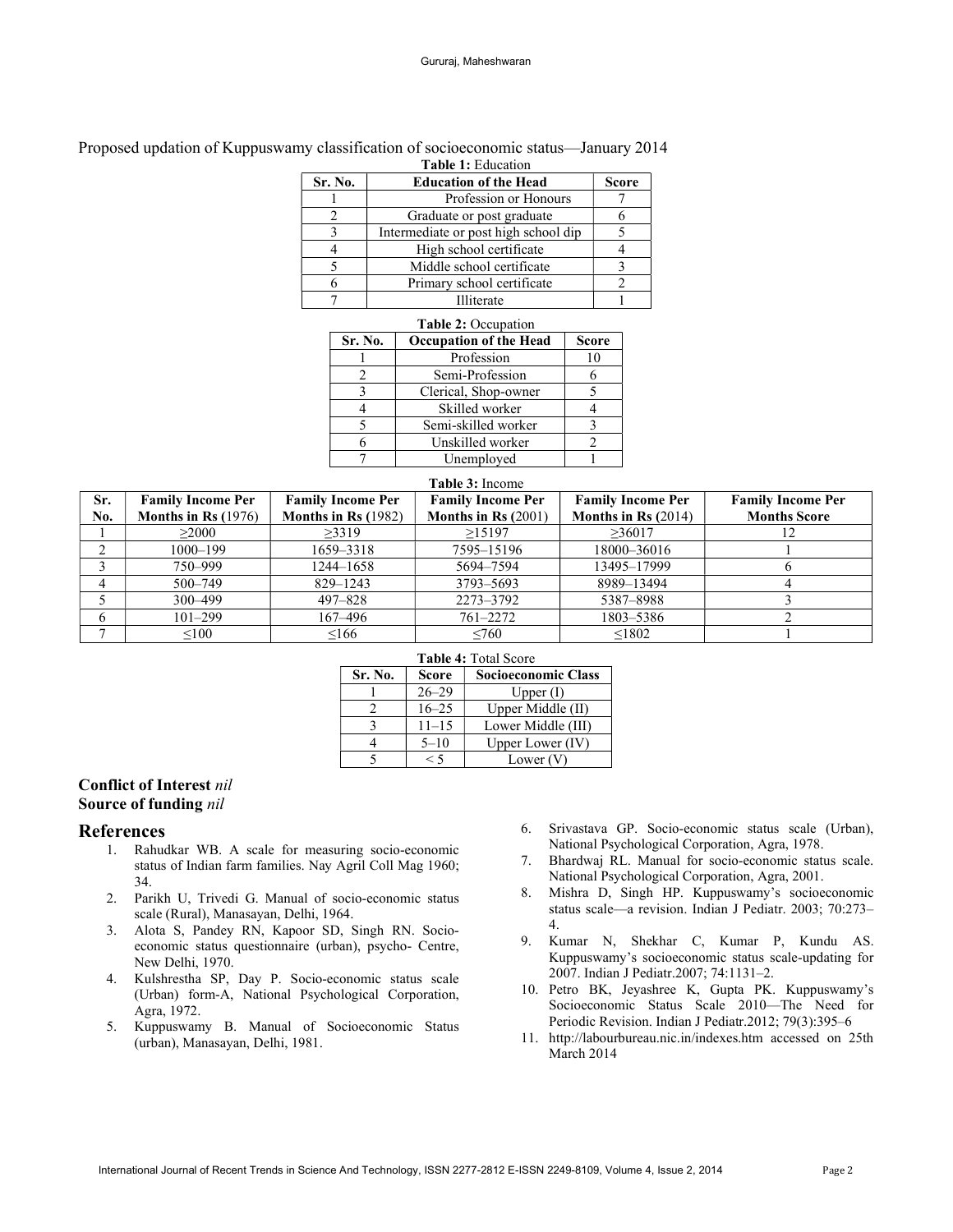Proposed updation of Kuppuswamy classification of socioeconomic status—January 2014

**Table 1:** Education

| Sr. No. | Education of the Head | Score |
|---|---|---|
| 1 | Profession or Honours | 7 |
| 2 | Graduate or post graduate | 6 |
| 3 | Intermediate or post high school dip | 5 |
| 4 | High school certificate | 4 |
| 5 | Middle school certificate | 3 |
| 6 | Primary school certificate | 2 |
| 7 | Illiterate | 1 |

**Table 2:** Occupation

| Sr. No. | Occupation of the Head | Score |
|---|---|---|
| 1 | Profession | 10 |
| 2 | Semi-Profession | 6 |
| 3 | Clerical, Shop-owner | 5 |
| 4 | Skilled worker | 4 |
| 5 | Semi-skilled worker | 3 |
| 6 | Unskilled worker | 2 |
| 7 | Unemployed | 1 |

**Table 3:** Income

| Sr. No. | Family Income Per Months in Rs (1976) | Family Income Per Months in Rs (1982) | Family Income Per Months in Rs (2001) | Family Income Per Months in Rs (2014) | Family Income Per Months Score |
|---|---|---|---|---|---|
| 1 | ≥2000 | ≥3319 | ≥15197 | ≥36017 | 12 |
| 2 | 1000–199 | 1659–3318 | 7595–15196 | 18000–36016 | 1 |
| 3 | 750–999 | 1244–1658 | 5694–7594 | 13495–17999 | 6 |
| 4 | 500–749 | 829–1243 | 3793–5693 | 8989–13494 | 4 |
| 5 | 300–499 | 497–828 | 2273–3792 | 5387–8988 | 3 |
| 6 | 101–299 | 167–496 | 761–2272 | 1803–5386 | 2 |
| 7 | ≤100 | ≤166 | ≤760 | ≤1802 | 1 |

**Table 4:** Total Score

| Sr. No. | Score | Socioeconomic Class |
|---|---|---|
| 1 | 26–29 | Upper (I) |
| 2 | 16–25 | Upper Middle (II) |
| 3 | 11–15 | Lower Middle (III) |
| 4 | 5–10 | Upper Lower (IV) |
| 5 | < 5 | Lower (V) |

**Conflict of Interest** *nil*
**Source of funding** *nil*

## References

1. Rahudkar WB. A scale for measuring socio-economic status of Indian farm families. Nay Agril Coll Mag 1960; 34.
2. Parikh U, Trivedi G. Manual of socio-economic status scale (Rural), Manasayan, Delhi, 1964.
3. Alota S, Pandey RN, Kapoor SD, Singh RN. Socio-economic status questionnaire (urban), psycho- Centre, New Delhi, 1970.
4. Kulshrestha SP, Day P. Socio-economic status scale (Urban) form-A, National Psychological Corporation, Agra, 1972.
5. Kuppuswamy B. Manual of Socioeconomic Status (urban), Manasayan, Delhi, 1981.
6. Srivastava GP. Socio-economic status scale (Urban), National Psychological Corporation, Agra, 1978.
7. Bhardwaj RL. Manual for socio-economic status scale. National Psychological Corporation, Agra, 2001.
8. Mishra D, Singh HP. Kuppuswamy's socioeconomic status scale—a revision. Indian J Pediatr. 2003; 70:273–4.
9. Kumar N, Shekhar C, Kumar P, Kundu AS. Kuppuswamy's socioeconomic status scale-updating for 2007. Indian J Pediatr.2007; 74:1131–2.
10. Petro BK, Jeyashree K, Gupta PK. Kuppuswamy's Socioeconomic Status Scale 2010—The Need for Periodic Revision. Indian J Pediatr.2012; 79(3):395–6
11. http://labourbureau.nic.in/indexes.htm accessed on 25th March 2014